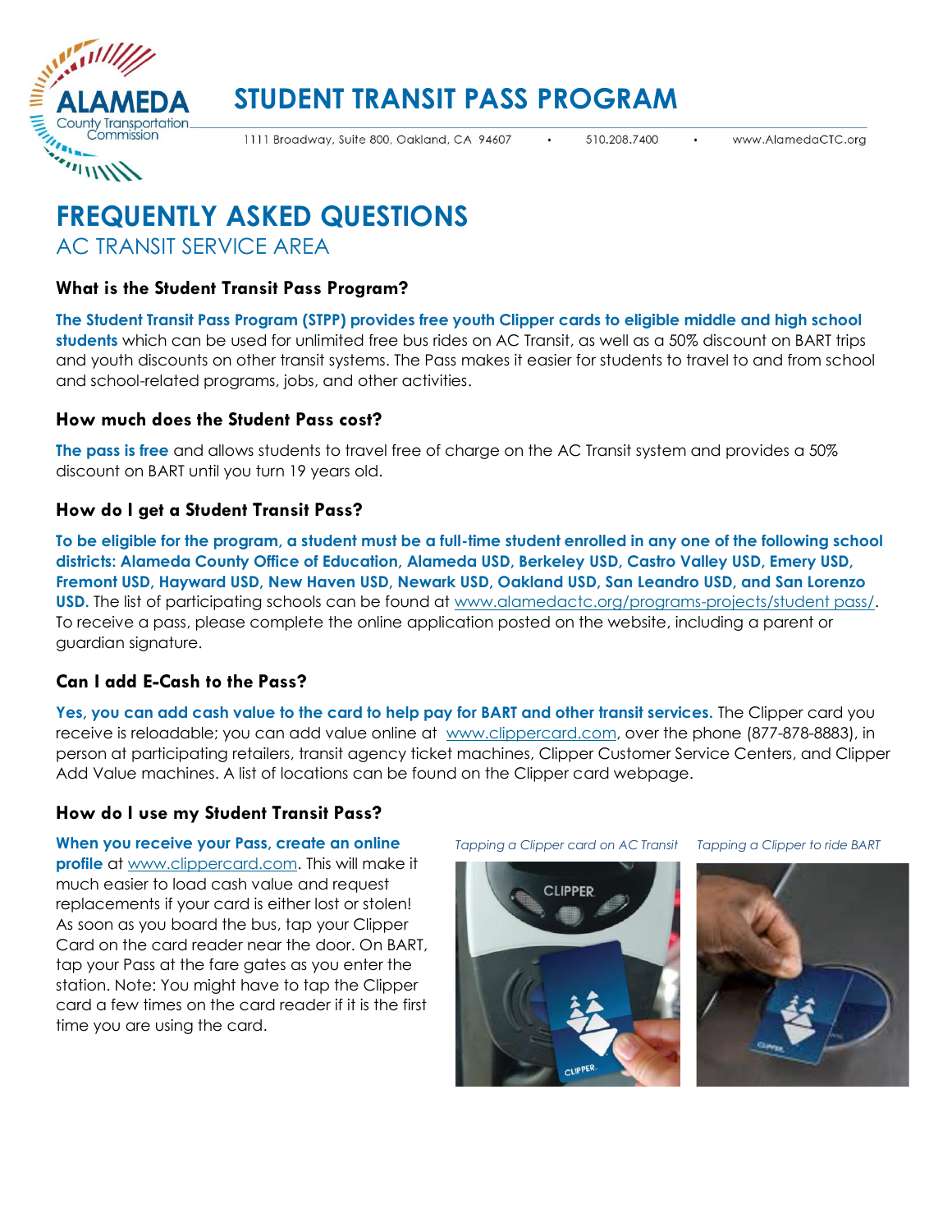# STUDENT TRANSIT PASS PROGRAM

1111 Broadway, Suite 800, Oakland, CA 94607 • 510.208.7400 • www.AlamedaCTC.org

# FREQUENTLY ASKED QUESTIONS

## AC TRANSIT SERVICE AREA

### What is the Student Transit Pass Program?

**The Student Transit Pass Program (STPP) provides free youth Clipper cards to eligible middle and high school students** which can be used for unlimited free bus rides on AC Transit, as well as a 50% discount on BART trips and youth discounts on other transit systems. The Pass makes it easier for students to travel to and from school and school-related programs, jobs, and other activities.

### How much does the Student Pass cost?

**The pass is free** and allows students to travel free of charge on the AC Transit system and provides a 50% discount on BART until you turn 19 years old.

### How do I get a Student Transit Pass?

**To be eligible for the program, a student must be a full-time student enrolled in any one of the following school districts: Alameda County Office of Education, Alameda USD, Berkeley USD, Castro Valley USD, Emery USD, Fremont USD, Hayward USD, New Haven USD, Newark USD, Oakland USD, San Leandro USD, and San Lorenzo USD.** The list of participating schools can be found at www.alamedactc.org/programs-projects/student pass/. To receive a pass, please complete the online application posted on the website, including a parent or guardian signature.

### Can I add E-Cash to the Pass?

**Yes, you can add cash value to the card to help pay for BART and other transit services.** The Clipper card you receive is reloadable; you can add value online at www.clippercard.com, over the phone (877-878-8883), in person at participating retailers, transit agency ticket machines, Clipper Customer Service Centers, and Clipper Add Value machines. A list of locations can be found on the Clipper card webpage.

### How do I use my Student Transit Pass?

**When you receive your Pass, create an online profile** at www.clippercard.com. This will make it much easier to load cash value and request replacements if your card is either lost or stolen! As soon as you board the bus, tap your Clipper Card on the card reader near the door. On BART, tap your Pass at the fare gates as you enter the station. Note: You might have to tap the Clipper card a few times on the card reader if it is the first time you are using the card.

*Tapping a Clipper card on AC Transit*

*Tapping a Clipper to ride BART*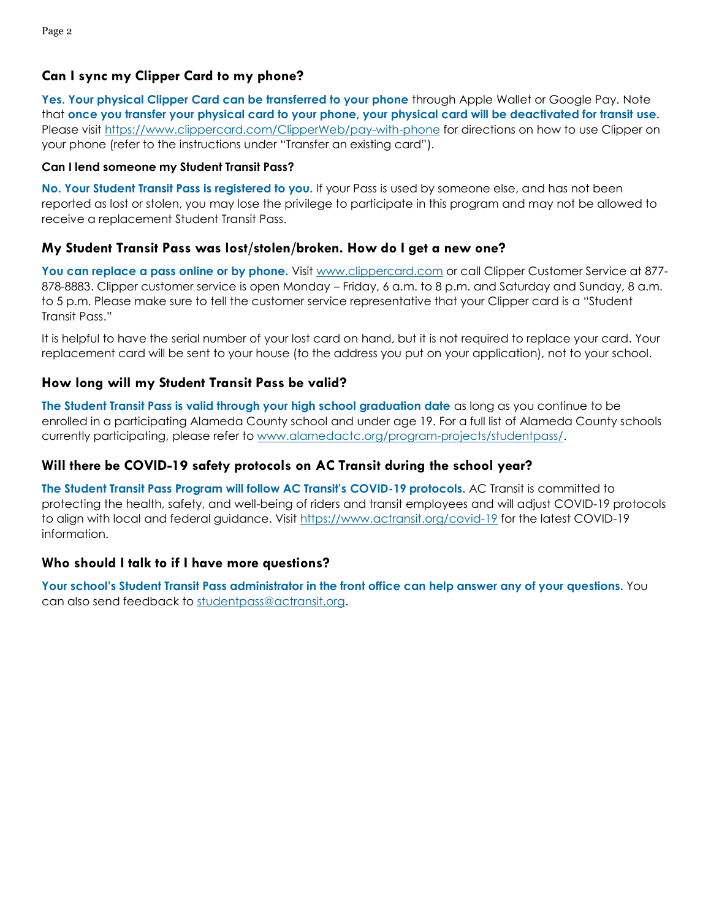## Can I sync my Clipper Card to my phone?

**Yes. Your physical Clipper Card can be transferred to your phone** through Apple Wallet or Google Pay. Note that **once you transfer your physical card to your phone, your physical card will be deactivated for transit use.** Please visit https://www.clippercard.com/ClipperWeb/pay-with-phone for directions on how to use Clipper on your phone (refer to the instructions under "Transfer an existing card").

### Can I lend someone my Student Transit Pass?

**No. Your Student Transit Pass is registered to you.** If your Pass is used by someone else, and has not been reported as lost or stolen, you may lose the privilege to participate in this program and may not be allowed to receive a replacement Student Transit Pass.

## My Student Transit Pass was lost/stolen/broken. How do I get a new one?

**You can replace a pass online or by phone.** Visit www.clippercard.com or call Clipper Customer Service at 877-878-8883. Clipper customer service is open Monday – Friday, 6 a.m. to 8 p.m. and Saturday and Sunday, 8 a.m. to 5 p.m. Please make sure to tell the customer service representative that your Clipper card is a "Student Transit Pass."

It is helpful to have the serial number of your lost card on hand, but it is not required to replace your card. Your replacement card will be sent to your house (to the address you put on your application), not to your school.

## How long will my Student Transit Pass be valid?

**The Student Transit Pass is valid through your high school graduation date** as long as you continue to be enrolled in a participating Alameda County school and under age 19. For a full list of Alameda County schools currently participating, please refer to www.alamedactc.org/program-projects/studentpass/.

## Will there be COVID-19 safety protocols on AC Transit during the school year?

**The Student Transit Pass Program will follow AC Transit's COVID-19 protocols.** AC Transit is committed to protecting the health, safety, and well-being of riders and transit employees and will adjust COVID-19 protocols to align with local and federal guidance. Visit https://www.actransit.org/covid-19 for the latest COVID-19 information.

## Who should I talk to if I have more questions?

**Your school's Student Transit Pass administrator in the front office can help answer any of your questions.** You can also send feedback to studentpass@actransit.org.